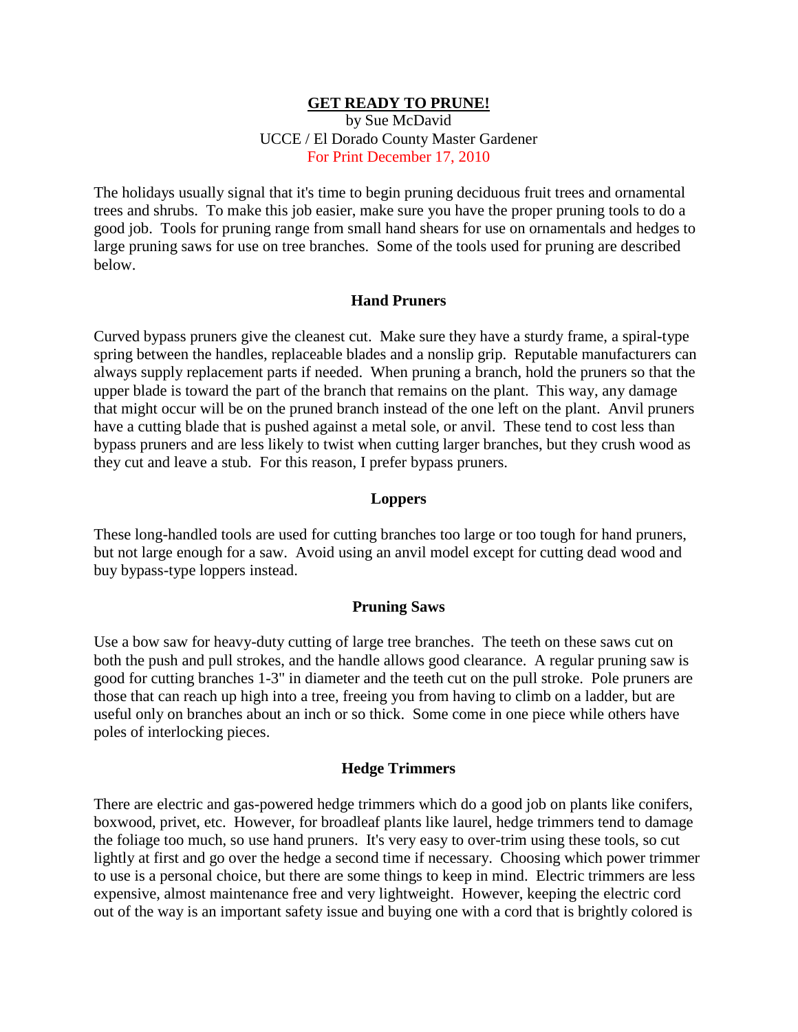# GET READY TO PRUNE!

by Sue McDavid
UCCE / El Dorado County Master Gardener
For Print December 17, 2010

The holidays usually signal that it's time to begin pruning deciduous fruit trees and ornamental trees and shrubs. To make this job easier, make sure you have the proper pruning tools to do a good job. Tools for pruning range from small hand shears for use on ornamentals and hedges to large pruning saws for use on tree branches. Some of the tools used for pruning are described below.

## Hand Pruners

Curved bypass pruners give the cleanest cut. Make sure they have a sturdy frame, a spiral-type spring between the handles, replaceable blades and a nonslip grip. Reputable manufacturers can always supply replacement parts if needed. When pruning a branch, hold the pruners so that the upper blade is toward the part of the branch that remains on the plant. This way, any damage that might occur will be on the pruned branch instead of the one left on the plant. Anvil pruners have a cutting blade that is pushed against a metal sole, or anvil. These tend to cost less than bypass pruners and are less likely to twist when cutting larger branches, but they crush wood as they cut and leave a stub. For this reason, I prefer bypass pruners.

## Loppers

These long-handled tools are used for cutting branches too large or too tough for hand pruners, but not large enough for a saw. Avoid using an anvil model except for cutting dead wood and buy bypass-type loppers instead.

## Pruning Saws

Use a bow saw for heavy-duty cutting of large tree branches. The teeth on these saws cut on both the push and pull strokes, and the handle allows good clearance. A regular pruning saw is good for cutting branches 1-3" in diameter and the teeth cut on the pull stroke. Pole pruners are those that can reach up high into a tree, freeing you from having to climb on a ladder, but are useful only on branches about an inch or so thick. Some come in one piece while others have poles of interlocking pieces.

## Hedge Trimmers

There are electric and gas-powered hedge trimmers which do a good job on plants like conifers, boxwood, privet, etc. However, for broadleaf plants like laurel, hedge trimmers tend to damage the foliage too much, so use hand pruners. It's very easy to over-trim using these tools, so cut lightly at first and go over the hedge a second time if necessary. Choosing which power trimmer to use is a personal choice, but there are some things to keep in mind. Electric trimmers are less expensive, almost maintenance free and very lightweight. However, keeping the electric cord out of the way is an important safety issue and buying one with a cord that is brightly colored is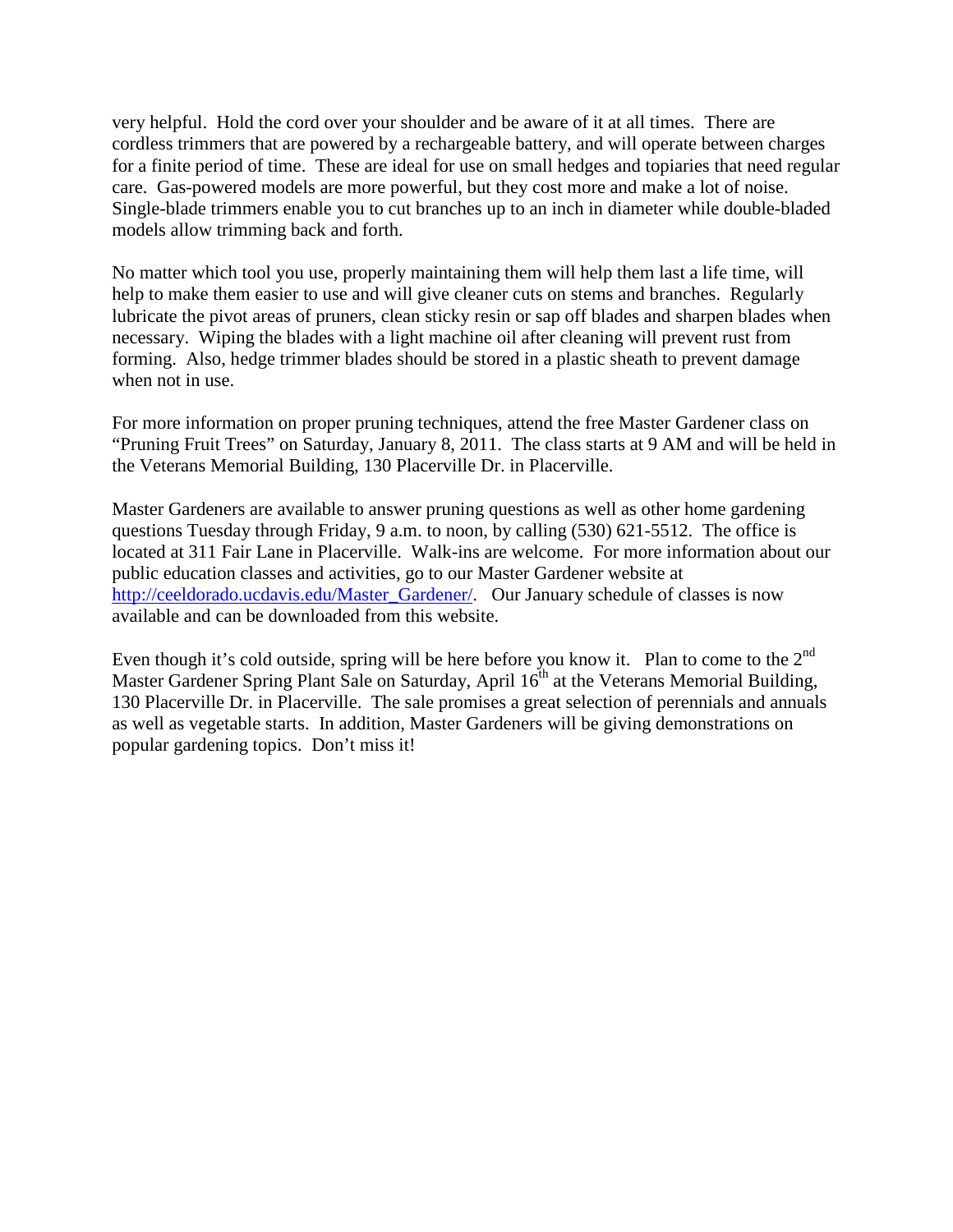very helpful. Hold the cord over your shoulder and be aware of it at all times. There are cordless trimmers that are powered by a rechargeable battery, and will operate between charges for a finite period of time. These are ideal for use on small hedges and topiaries that need regular care. Gas-powered models are more powerful, but they cost more and make a lot of noise. Single-blade trimmers enable you to cut branches up to an inch in diameter while double-bladed models allow trimming back and forth.

No matter which tool you use, properly maintaining them will help them last a life time, will help to make them easier to use and will give cleaner cuts on stems and branches. Regularly lubricate the pivot areas of pruners, clean sticky resin or sap off blades and sharpen blades when necessary. Wiping the blades with a light machine oil after cleaning will prevent rust from forming. Also, hedge trimmer blades should be stored in a plastic sheath to prevent damage when not in use.

For more information on proper pruning techniques, attend the free Master Gardener class on "Pruning Fruit Trees" on Saturday, January 8, 2011. The class starts at 9 AM and will be held in the Veterans Memorial Building, 130 Placerville Dr. in Placerville.

Master Gardeners are available to answer pruning questions as well as other home gardening questions Tuesday through Friday, 9 a.m. to noon, by calling (530) 621-5512. The office is located at 311 Fair Lane in Placerville. Walk-ins are welcome. For more information about our public education classes and activities, go to our Master Gardener website at [http://ceeldorado.ucdavis.edu/Master_Gardener/](http://ceeldorado.ucdavis.edu/Master_Gardener/). Our January schedule of classes is now available and can be downloaded from this website.

Even though it's cold outside, spring will be here before you know it. Plan to come to the 2nd Master Gardener Spring Plant Sale on Saturday, April 16th at the Veterans Memorial Building, 130 Placerville Dr. in Placerville. The sale promises a great selection of perennials and annuals as well as vegetable starts. In addition, Master Gardeners will be giving demonstrations on popular gardening topics. Don't miss it!